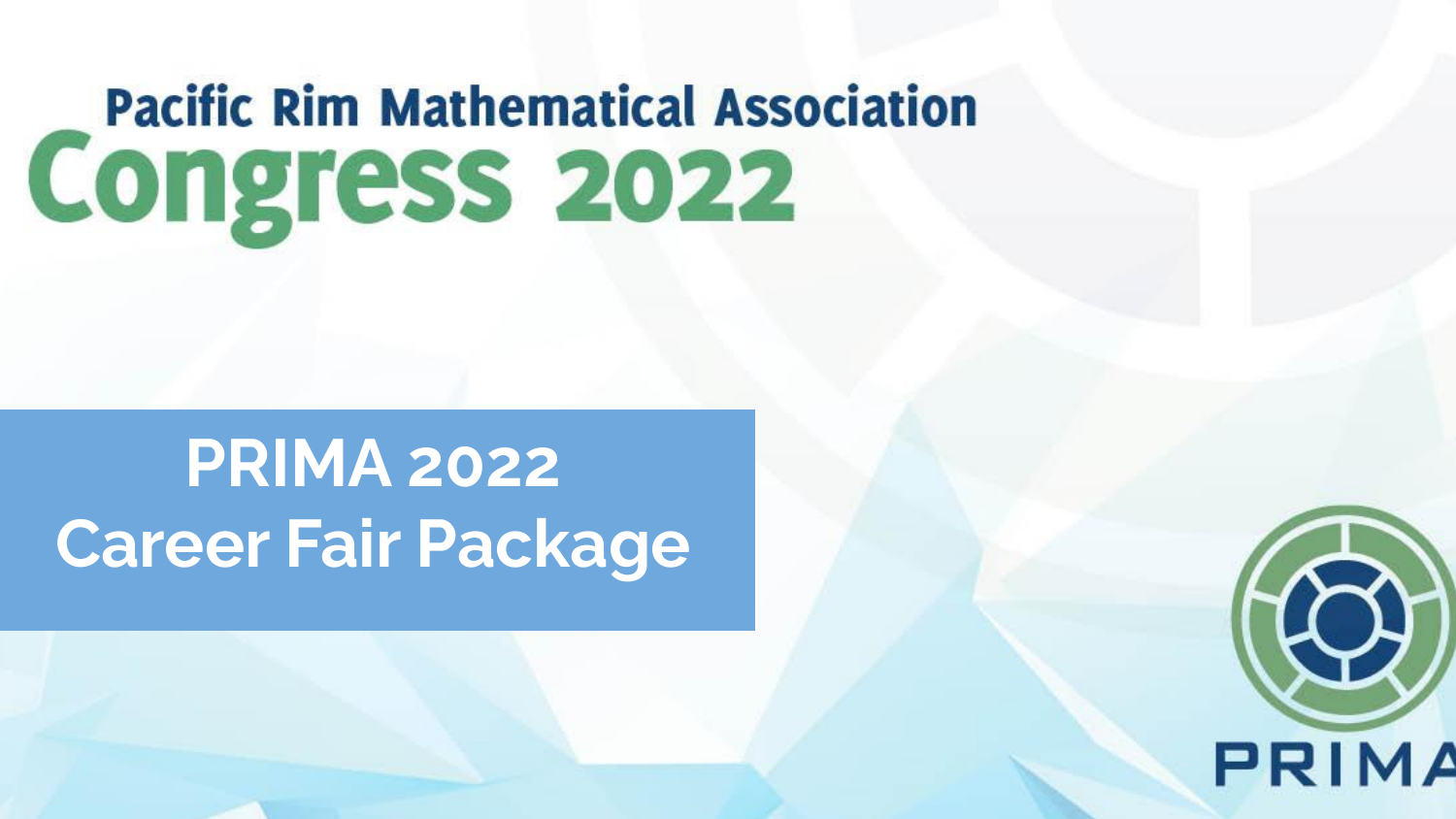# Pacific Rim Mathematical Association Congress 2022

## PRIMA 2022 Career Fair Package

PRIMA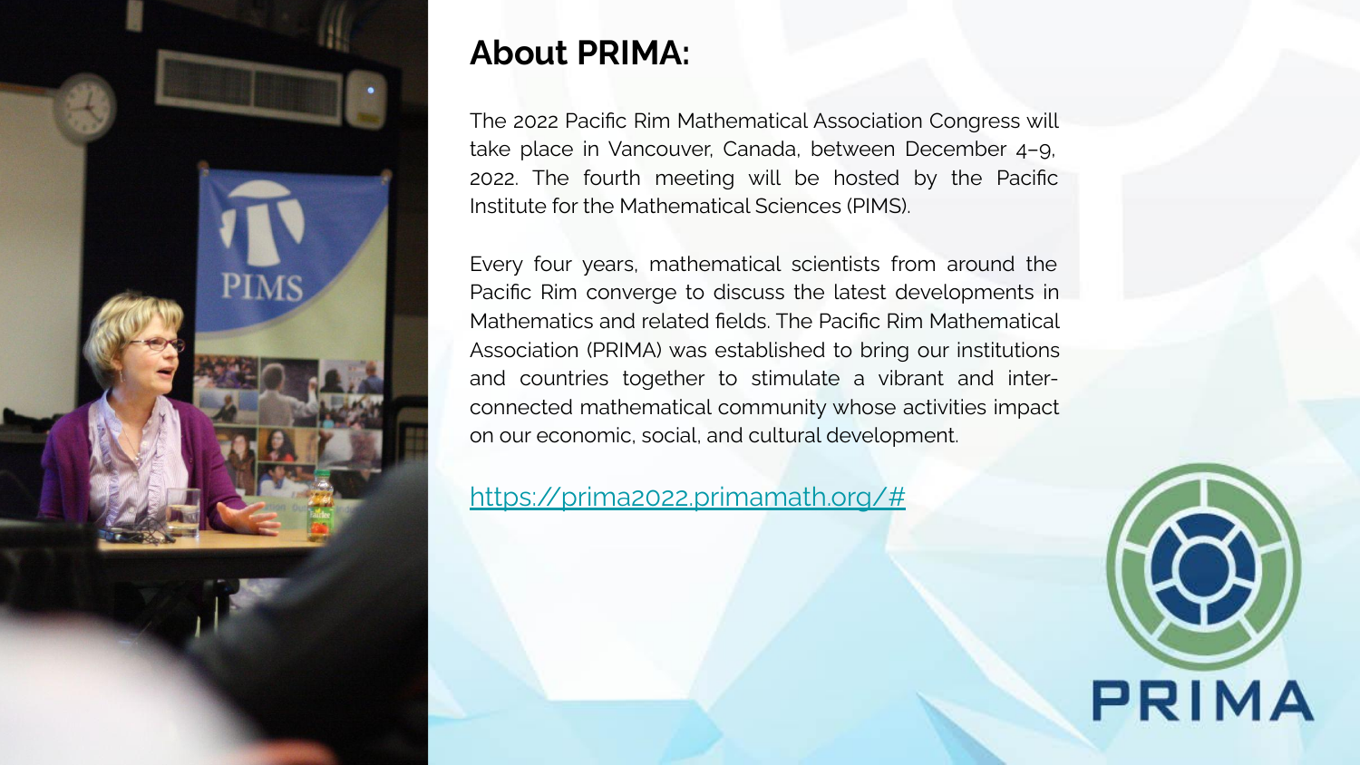## About PRIMA:

The 2022 Pacific Rim Mathematical Association Congress will take place in Vancouver, Canada, between December 4–9, 2022. The fourth meeting will be hosted by the Pacific Institute for the Mathematical Sciences (PIMS).

Every four years, mathematical scientists from around the Pacific Rim converge to discuss the latest developments in Mathematics and related fields. The Pacific Rim Mathematical Association (PRIMA) was established to bring our institutions and countries together to stimulate a vibrant and inter-connected mathematical community whose activities impact on our economic, social, and cultural development.

https://prima2022.primamath.org/#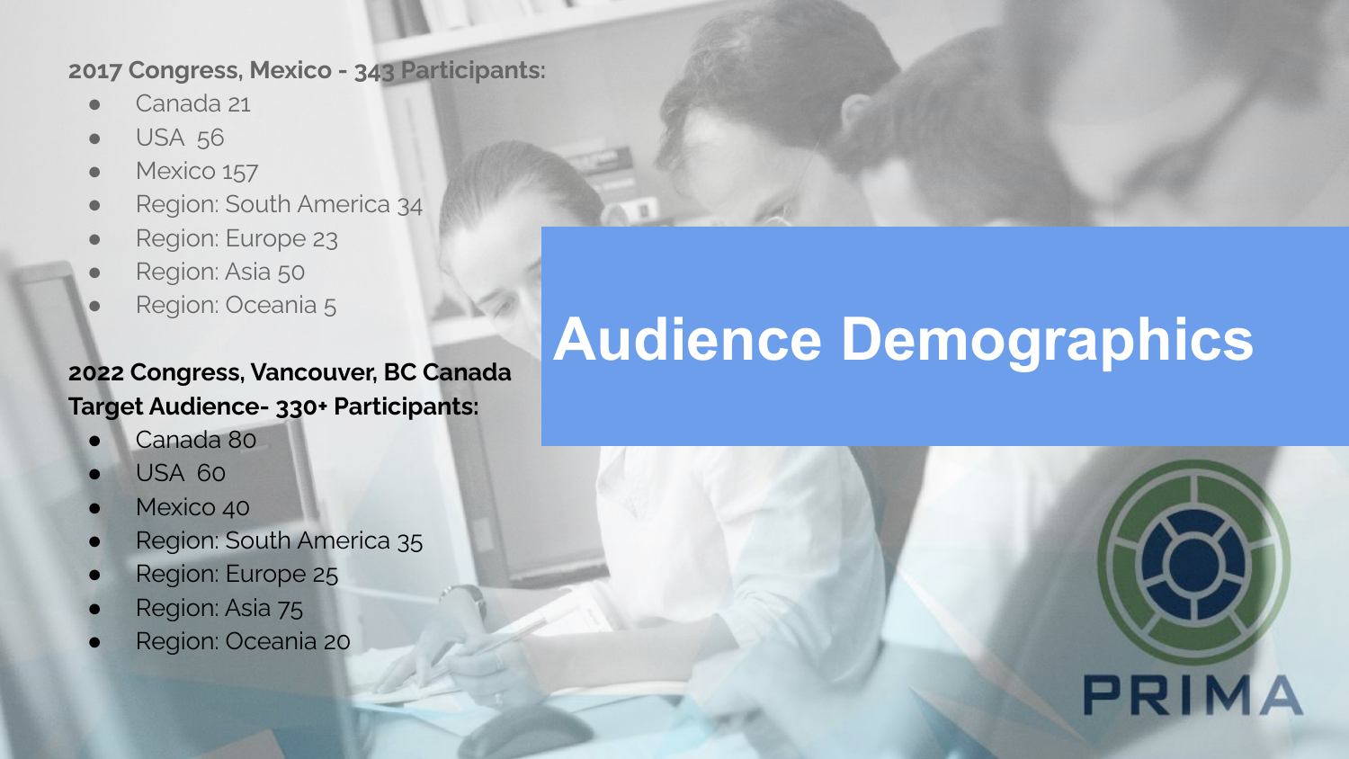# Audience Demographics

**2017 Congress, Mexico - 343 Participants:**

- Canada 21
- USA 56
- Mexico 157
- Region: South America 34
- Region: Europe 23
- Region: Asia 50
- Region: Oceania 5

**2022 Congress, Vancouver, BC Canada Target Audience- 330+ Participants:**

- Canada 80
- USA 60
- Mexico 40
- Region: South America 35
- Region: Europe 25
- Region: Asia 75
- Region: Oceania 20

PRIMA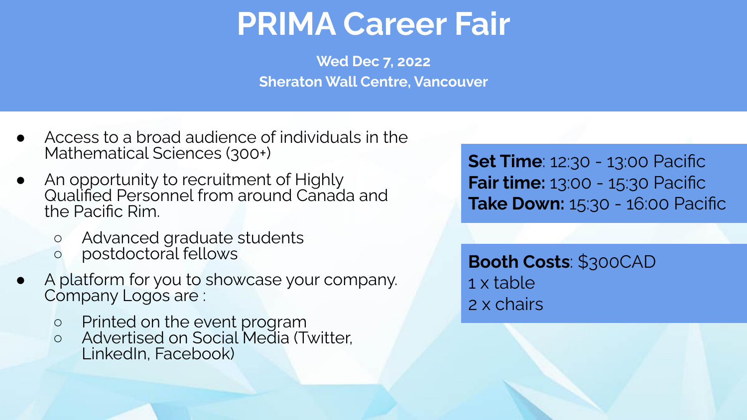# PRIMA Career Fair

**Wed Dec 7, 2022**
**Sheraton Wall Centre, Vancouver**

- Access to a broad audience of individuals in the Mathematical Sciences (300+)
- An opportunity to recruitment of Highly Qualified Personnel from around Canada and the Pacific Rim.
  - Advanced graduate students
  - postdoctoral fellows
- A platform for you to showcase your company. Company Logos are :
  - Printed on the event program
  - Advertised on Social Media (Twitter, LinkedIn, Facebook)

**Set Time**: 12:30 - 13:00 Pacific
**Fair time:** 13:00 - 15:30 Pacific
**Take Down:** 15:30 - 16:00 Pacific

**Booth Costs**: $300CAD
1 x table
2 x chairs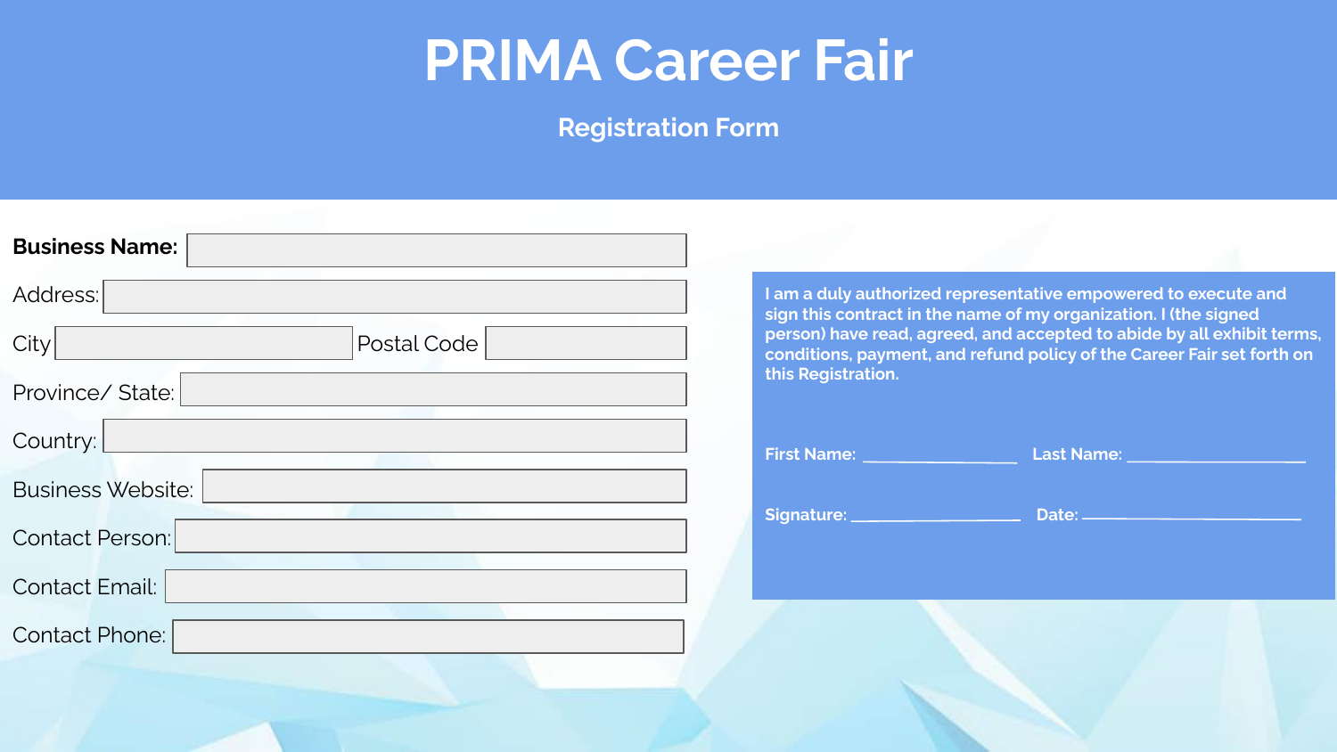# PRIMA Career Fair

## Registration Form

**Business Name:** ____________________

Address: ____________________

City ____________________ Postal Code ____________________

Province/ State: ____________________

Country: ____________________

Business Website: ____________________

Contact Person: ____________________

Contact Email: ____________________

Contact Phone: ____________________

**I am a duly authorized representative empowered to execute and sign this contract in the name of my organization. I (the signed person) have read, agreed, and accepted to abide by all exhibit terms, conditions, payment, and refund policy of the Career Fair set forth on this Registration.**

**First Name:** ____________________ **Last Name:** ____________________

**Signature:** ____________________ **Date:** ____________________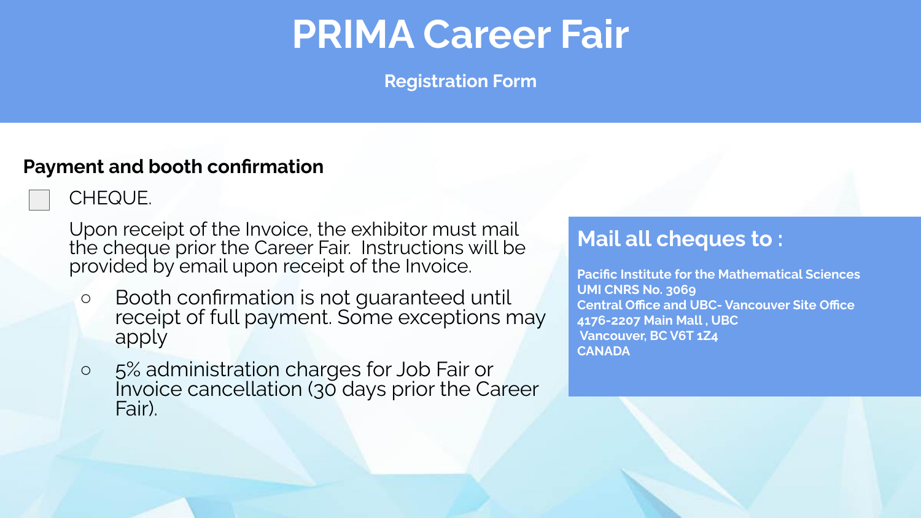# PRIMA Career Fair

**Registration Form**

## Payment and booth confirmation

- [ ] CHEQUE.

Upon receipt of the Invoice, the exhibitor must mail the cheque prior the Career Fair. Instructions will be provided by email upon receipt of the Invoice.

- Booth confirmation is not guaranteed until receipt of full payment. Some exceptions may apply
- 5% administration charges for Job Fair or Invoice cancellation (30 days prior the Career Fair).

## Mail all cheques to :

**Pacific Institute for the Mathematical Sciences**
**UMI CNRS No. 3069**
**Central Office and UBC- Vancouver Site Office**
**4176-2207 Main Mall , UBC**
**Vancouver, BC V6T 1Z4**
**CANADA**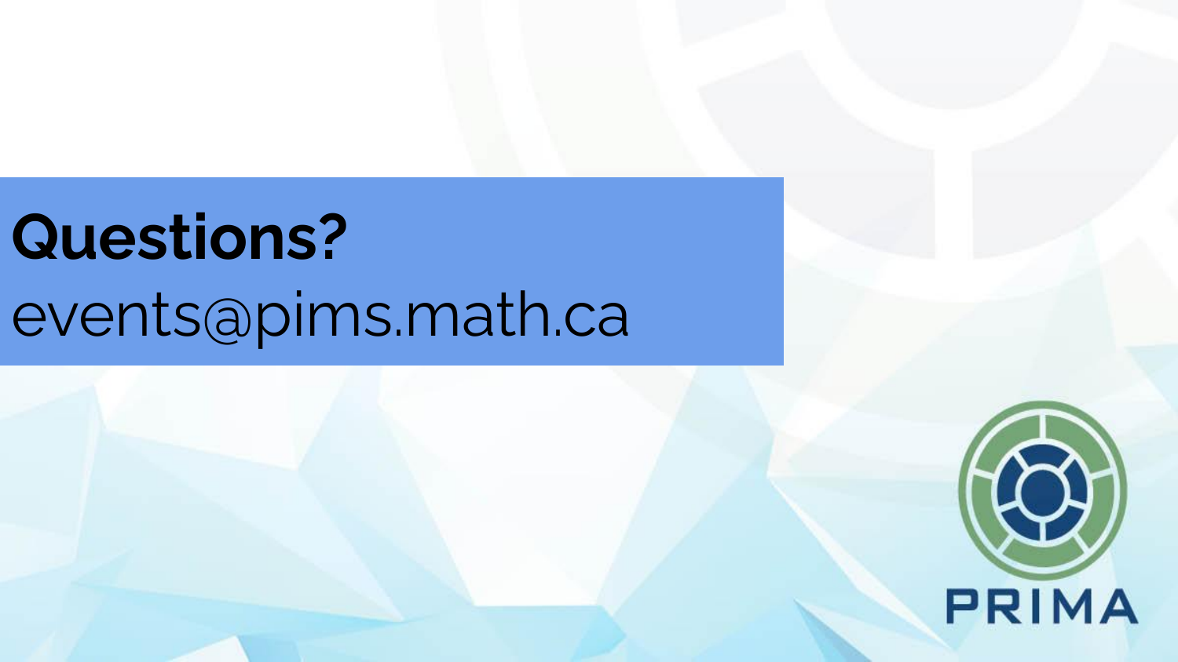**Questions?**

events@pims.math.ca

PRIMA